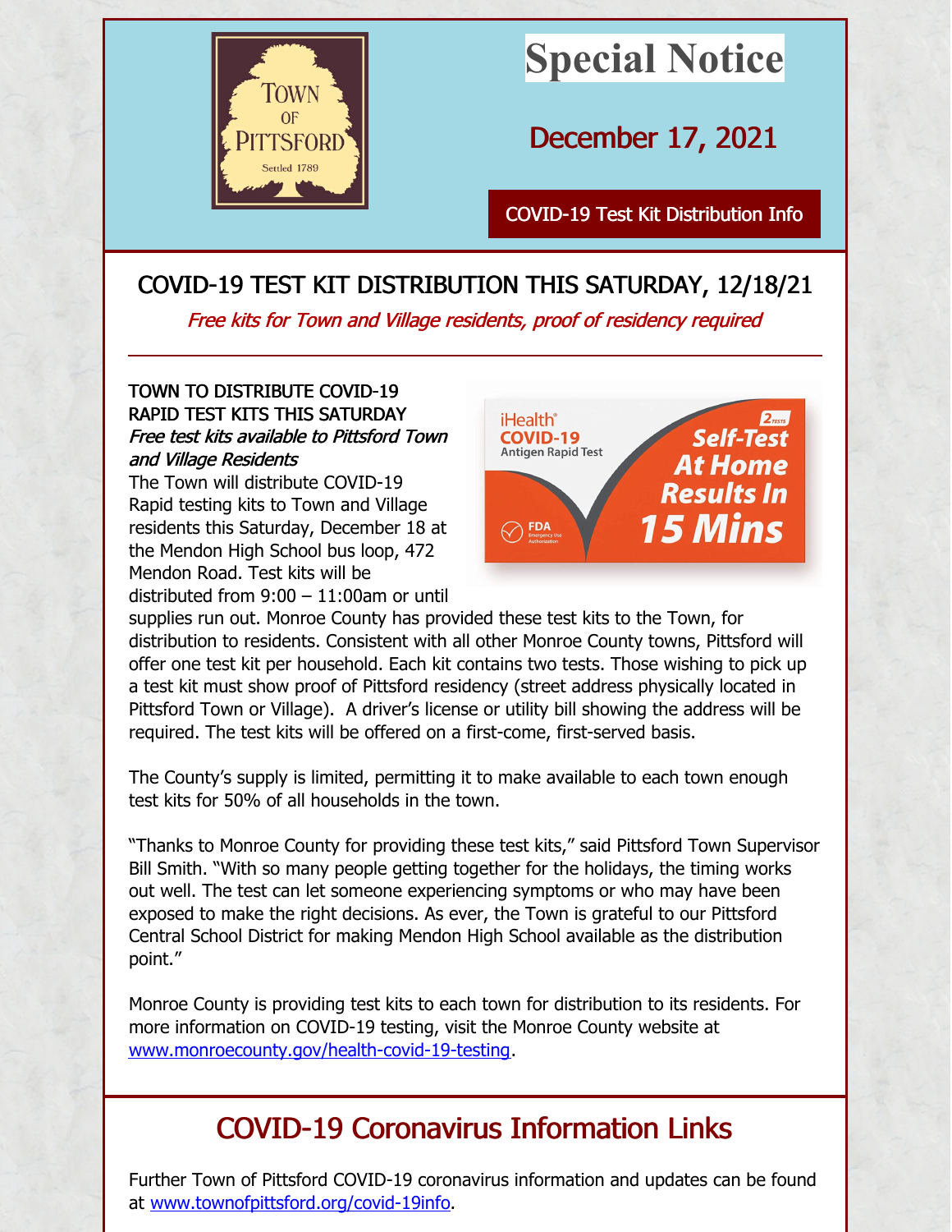Town of Pittsford
Settled 1789

# Special Notice

## December 17, 2021

COVID-19 Test Kit Distribution Info

## COVID-19 TEST KIT DISTRIBUTION THIS SATURDAY, 12/18/21

*Free kits for Town and Village residents, proof of residency required*

---

TOWN TO DISTRIBUTE COVID-19 RAPID TEST KITS THIS SATURDAY
*Free test kits available to Pittsford Town and Village Residents*
The Town will distribute COVID-19 Rapid testing kits to Town and Village residents this Saturday, December 18 at the Mendon High School bus loop, 472 Mendon Road. Test kits will be distributed from 9:00 – 11:00am or until supplies run out. Monroe County has provided these test kits to the Town, for distribution to residents. Consistent with all other Monroe County towns, Pittsford will offer one test kit per household. Each kit contains two tests. Those wishing to pick up a test kit must show proof of Pittsford residency (street address physically located in Pittsford Town or Village). A driver's license or utility bill showing the address will be required. The test kits will be offered on a first-come, first-served basis.

The County's supply is limited, permitting it to make available to each town enough test kits for 50% of all households in the town.

"Thanks to Monroe County for providing these test kits," said Pittsford Town Supervisor Bill Smith. "With so many people getting together for the holidays, the timing works out well. The test can let someone experiencing symptoms or who may have been exposed to make the right decisions. As ever, the Town is grateful to our Pittsford Central School District for making Mendon High School available as the distribution point."

Monroe County is providing test kits to each town for distribution to its residents. For more information on COVID-19 testing, visit the Monroe County website at www.monroecounty.gov/health-covid-19-testing.

## COVID-19 Coronavirus Information Links

Further Town of Pittsford COVID-19 coronavirus information and updates can be found at www.townofpittsford.org/covid-19info.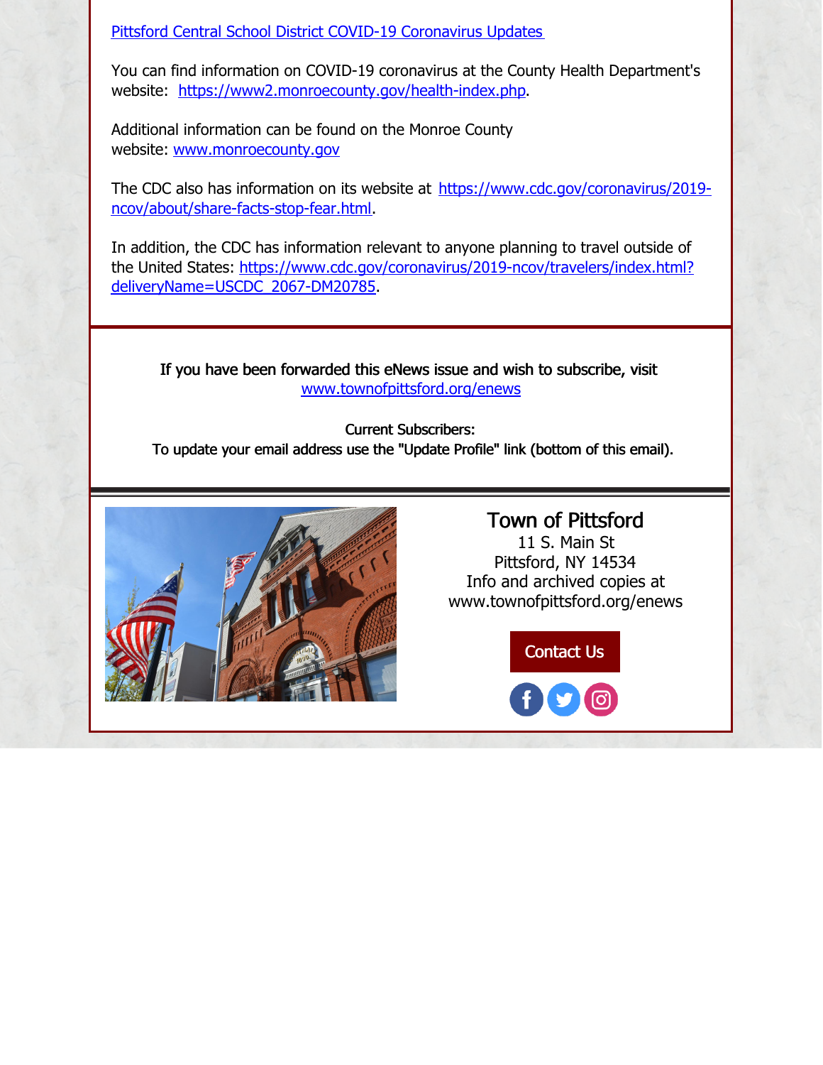Pittsford Central School District COVID-19 Coronavirus Updates

You can find information on COVID-19 coronavirus at the County Health Department's website: https://www2.monroecounty.gov/health-index.php.

Additional information can be found on the Monroe County website: www.monroecounty.gov

The CDC also has information on its website at https://www.cdc.gov/coronavirus/2019-ncov/about/share-facts-stop-fear.html.

In addition, the CDC has information relevant to anyone planning to travel outside of the United States: https://www.cdc.gov/coronavirus/2019-ncov/travelers/index.html?deliveryName=USCDC_2067-DM20785.

If you have been forwarded this eNews issue and wish to subscribe, visit www.townofpittsford.org/enews

Current Subscribers:
To update your email address use the "Update Profile" link (bottom of this email).

**Town of Pittsford**
11 S. Main St
Pittsford, NY 14534
Info and archived copies at
www.townofpittsford.org/enews

Contact Us